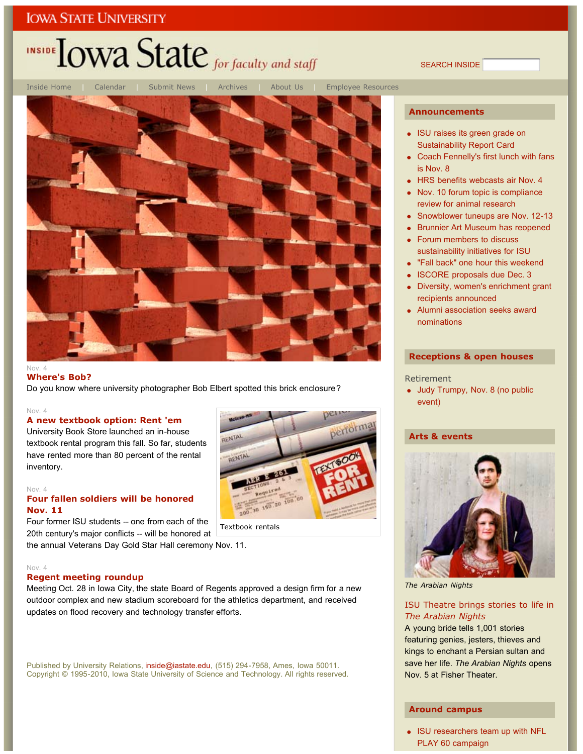IOWA STATE UNIVERSITY

# INSIDE Iowa State *for faculty and staff*

SEARCH INSIDE

Inside Home | Calendar | Submit News | Archives | About Us | Employee Resources

Nov. 4

## Where's Bob?

Do you know where university photographer Bob Elbert spotted this brick enclosure?

Nov. 4

## A new textbook option: Rent 'em

University Book Store launched an in-house textbook rental program this fall. So far, students have rented more than 80 percent of the rental inventory.

Textbook rentals

Nov. 4

## Four fallen soldiers will be honored Nov. 11

Four former ISU students -- one from each of the 20th century's major conflicts -- will be honored at the annual Veterans Day Gold Star Hall ceremony Nov. 11.

Nov. 4

## Regent meeting roundup

Meeting Oct. 28 in Iowa City, the state Board of Regents approved a design firm for a new outdoor complex and new stadium scoreboard for the athletics department, and received updates on flood recovery and technology transfer efforts.

## Announcements

- ISU raises its green grade on Sustainability Report Card
- Coach Fennelly's first lunch with fans is Nov. 8
- HRS benefits webcasts air Nov. 4
- Nov. 10 forum topic is compliance review for animal research
- Snowblower tuneups are Nov. 12-13
- Brunnier Art Museum has reopened
- Forum members to discuss sustainability initiatives for ISU
- "Fall back" one hour this weekend
- ISCORE proposals due Dec. 3
- Diversity, women's enrichment grant recipients announced
- Alumni association seeks award nominations

## Receptions & open houses

Retirement

- Judy Trumpy, Nov. 8 (no public event)

## Arts & events

*The Arabian Nights*

### ISU Theatre brings stories to life in *The Arabian Nights*

A young bride tells 1,001 stories featuring genies, jesters, thieves and kings to enchant a Persian sultan and save her life. *The Arabian Nights* opens Nov. 5 at Fisher Theater.

## Around campus

- ISU researchers team up with NFL PLAY 60 campaign

Published by University Relations, inside@iastate.edu, (515) 294-7958, Ames, Iowa 50011.
Copyright © 1995-2010, Iowa State University of Science and Technology. All rights reserved.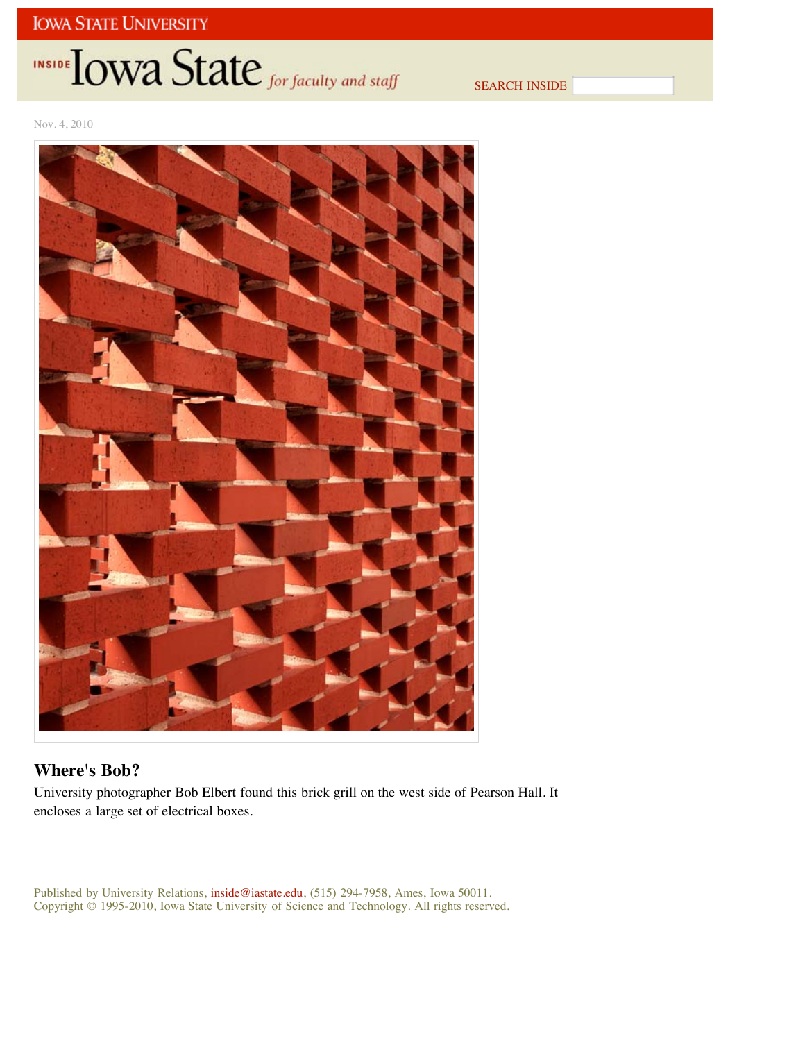Nov. 4, 2010

## Where's Bob?

University photographer Bob Elbert found this brick grill on the west side of Pearson Hall. It encloses a large set of electrical boxes.

Published by University Relations, inside@iastate.edu, (515) 294-7958, Ames, Iowa 50011.
Copyright © 1995-2010, Iowa State University of Science and Technology. All rights reserved.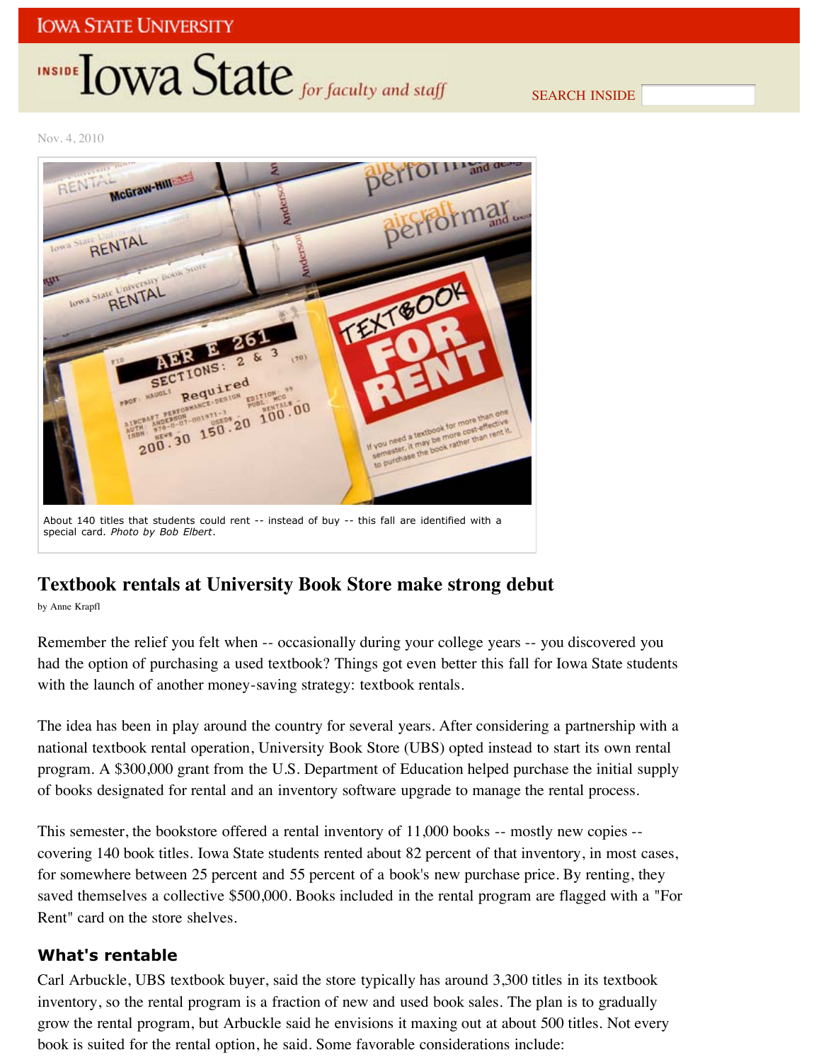IOWA STATE UNIVERSITY

INSIDE Iowa State *for faculty and staff*

SEARCH INSIDE

Nov. 4, 2010

About 140 titles that students could rent -- instead of buy -- this fall are identified with a special card. *Photo by Bob Elbert*.

# Textbook rentals at University Book Store make strong debut

by Anne Krapfl

Remember the relief you felt when -- occasionally during your college years -- you discovered you had the option of purchasing a used textbook? Things got even better this fall for Iowa State students with the launch of another money-saving strategy: textbook rentals.

The idea has been in play around the country for several years. After considering a partnership with a national textbook rental operation, University Book Store (UBS) opted instead to start its own rental program. A $300,000 grant from the U.S. Department of Education helped purchase the initial supply of books designated for rental and an inventory software upgrade to manage the rental process.

This semester, the bookstore offered a rental inventory of 11,000 books -- mostly new copies -- covering 140 book titles. Iowa State students rented about 82 percent of that inventory, in most cases, for somewhere between 25 percent and 55 percent of a book's new purchase price. By renting, they saved themselves a collective $500,000. Books included in the rental program are flagged with a "For Rent" card on the store shelves.

## What's rentable

Carl Arbuckle, UBS textbook buyer, said the store typically has around 3,300 titles in its textbook inventory, so the rental program is a fraction of new and used book sales. The plan is to gradually grow the rental program, but Arbuckle said he envisions it maxing out at about 500 titles. Not every book is suited for the rental option, he said. Some favorable considerations include: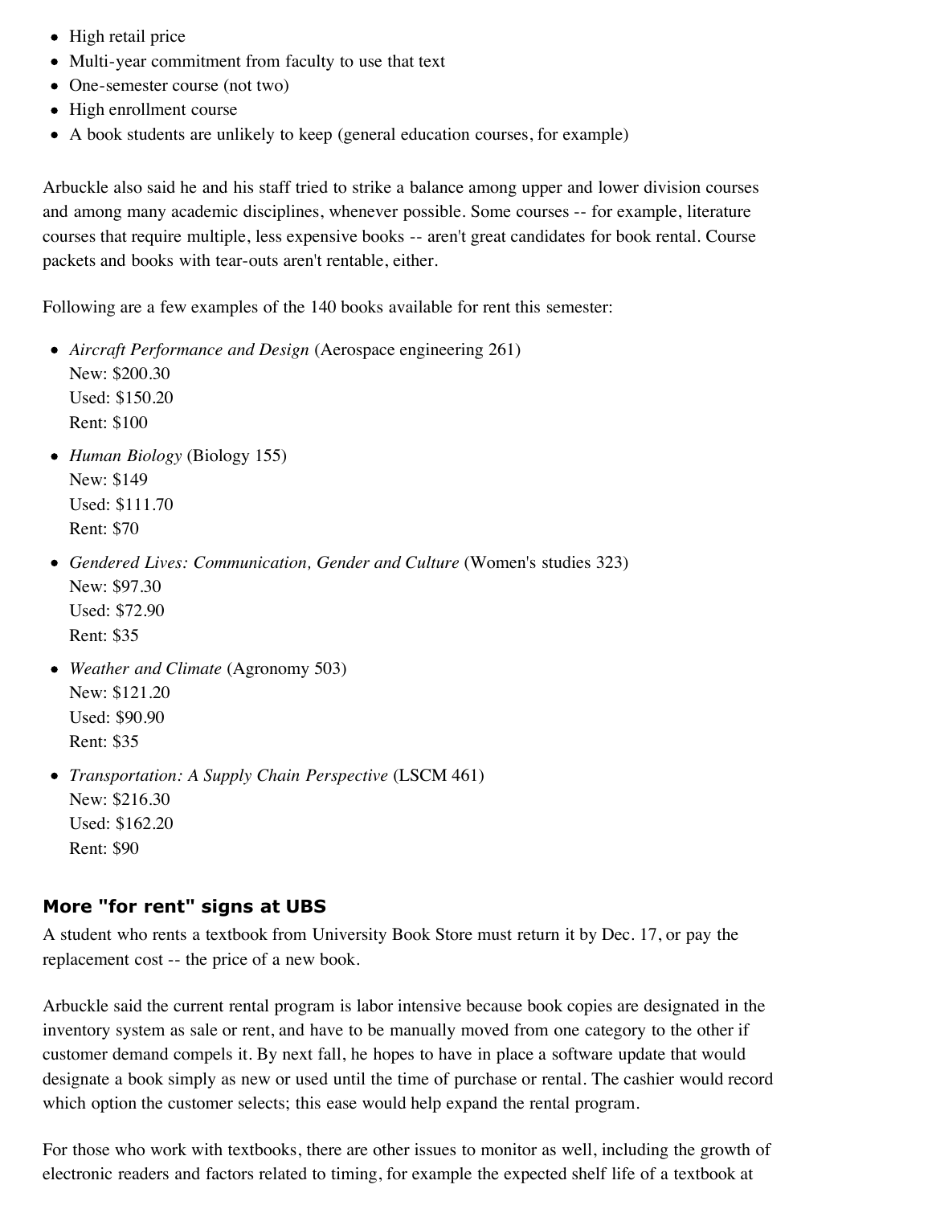- High retail price
- Multi-year commitment from faculty to use that text
- One-semester course (not two)
- High enrollment course
- A book students are unlikely to keep (general education courses, for example)

Arbuckle also said he and his staff tried to strike a balance among upper and lower division courses and among many academic disciplines, whenever possible. Some courses -- for example, literature courses that require multiple, less expensive books -- aren't great candidates for book rental. Course packets and books with tear-outs aren't rentable, either.

Following are a few examples of the 140 books available for rent this semester:

- *Aircraft Performance and Design* (Aerospace engineering 261)
  New: $200.30
  Used: $150.20
  Rent: $100
- *Human Biology* (Biology 155)
  New: $149
  Used: $111.70
  Rent: $70
- *Gendered Lives: Communication, Gender and Culture* (Women's studies 323)
  New: $97.30
  Used: $72.90
  Rent: $35
- *Weather and Climate* (Agronomy 503)
  New: $121.20
  Used: $90.90
  Rent: $35
- *Transportation: A Supply Chain Perspective* (LSCM 461)
  New: $216.30
  Used: $162.20
  Rent: $90

## More "for rent" signs at UBS

A student who rents a textbook from University Book Store must return it by Dec. 17, or pay the replacement cost -- the price of a new book.

Arbuckle said the current rental program is labor intensive because book copies are designated in the inventory system as sale or rent, and have to be manually moved from one category to the other if customer demand compels it. By next fall, he hopes to have in place a software update that would designate a book simply as new or used until the time of purchase or rental. The cashier would record which option the customer selects; this ease would help expand the rental program.

For those who work with textbooks, there are other issues to monitor as well, including the growth of electronic readers and factors related to timing, for example the expected shelf life of a textbook at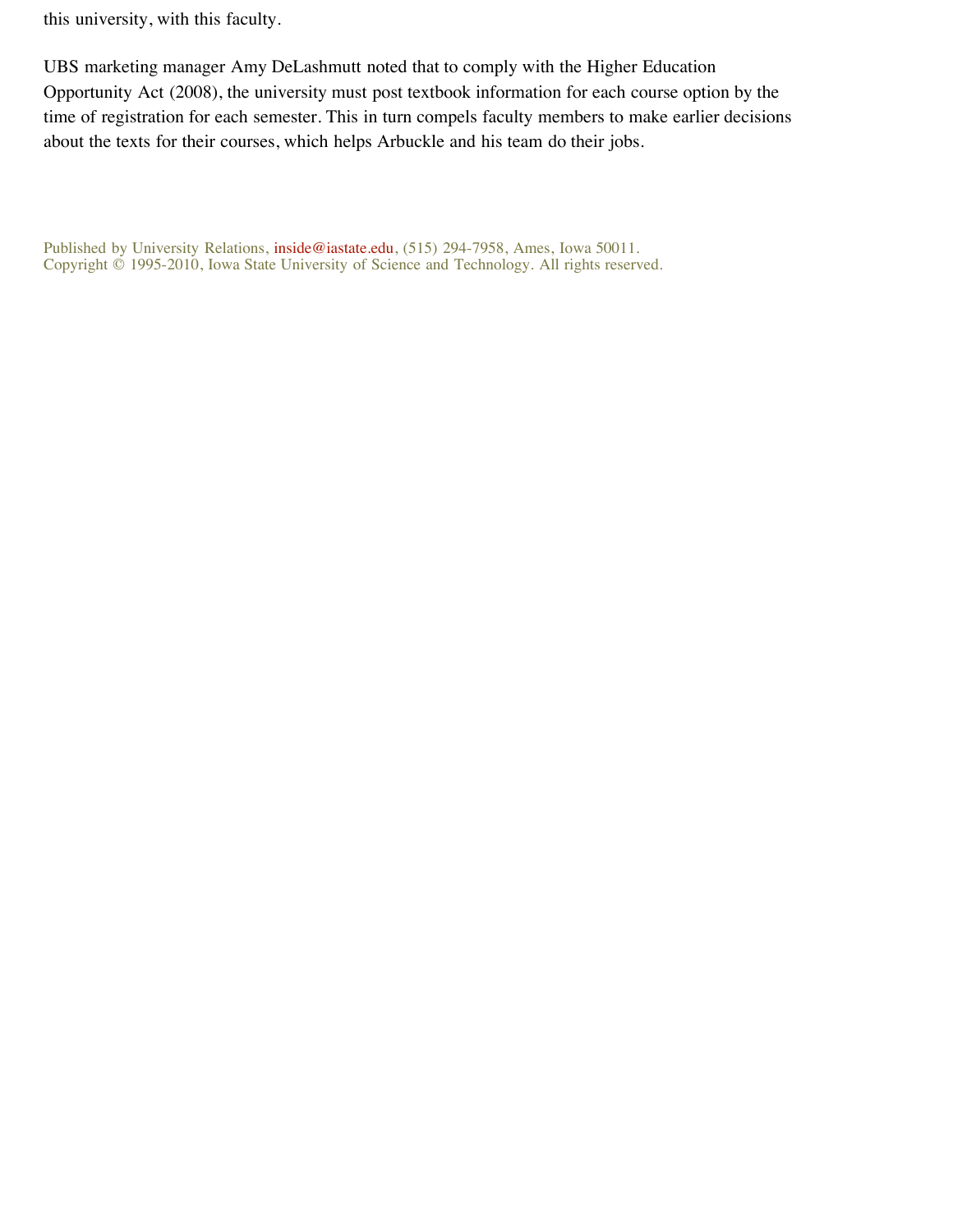this university, with this faculty.

UBS marketing manager Amy DeLashmutt noted that to comply with the Higher Education Opportunity Act (2008), the university must post textbook information for each course option by the time of registration for each semester. This in turn compels faculty members to make earlier decisions about the texts for their courses, which helps Arbuckle and his team do their jobs.

Published by University Relations, inside@iastate.edu, (515) 294-7958, Ames, Iowa 50011.
Copyright © 1995-2010, Iowa State University of Science and Technology. All rights reserved.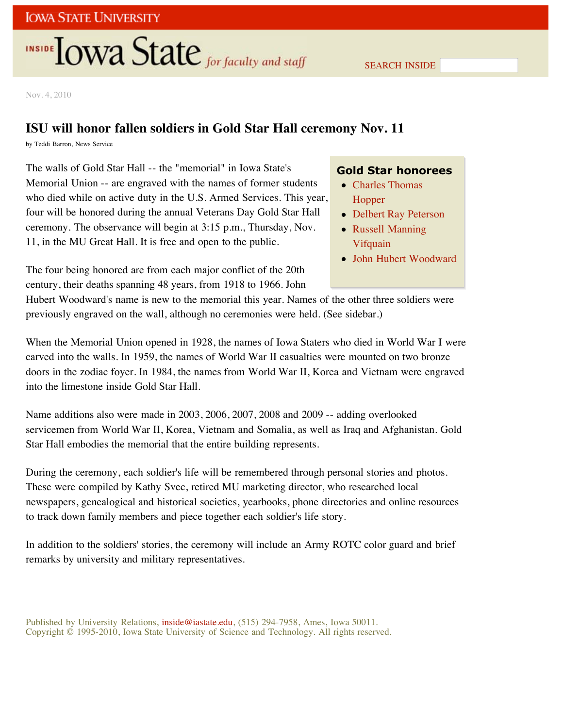Nov. 4, 2010

# ISU will honor fallen soldiers in Gold Star Hall ceremony Nov. 11

by Teddi Barron, News Service

The walls of Gold Star Hall -- the "memorial" in Iowa State's Memorial Union -- are engraved with the names of former students who died while on active duty in the U.S. Armed Services. This year, four will be honored during the annual Veterans Day Gold Star Hall ceremony. The observance will begin at 3:15 p.m., Thursday, Nov. 11, in the MU Great Hall. It is free and open to the public.

The four being honored are from each major conflict of the 20th century, their deaths spanning 48 years, from 1918 to 1966. John Hubert Woodward's name is new to the memorial this year. Names of the other three soldiers were previously engraved on the wall, although no ceremonies were held. (See sidebar.)

When the Memorial Union opened in 1928, the names of Iowa Staters who died in World War I were carved into the walls. In 1959, the names of World War II casualties were mounted on two bronze doors in the zodiac foyer. In 1984, the names from World War II, Korea and Vietnam were engraved into the limestone inside Gold Star Hall.

Name additions also were made in 2003, 2006, 2007, 2008 and 2009 -- adding overlooked servicemen from World War II, Korea, Vietnam and Somalia, as well as Iraq and Afghanistan. Gold Star Hall embodies the memorial that the entire building represents.

During the ceremony, each soldier's life will be remembered through personal stories and photos. These were compiled by Kathy Svec, retired MU marketing director, who researched local newspapers, genealogical and historical societies, yearbooks, phone directories and online resources to track down family members and piece together each soldier's life story.

In addition to the soldiers' stories, the ceremony will include an Army ROTC color guard and brief remarks by university and military representatives.

### Gold Star honorees

- Charles Thomas Hopper
- Delbert Ray Peterson
- Russell Manning Vifquain
- John Hubert Woodward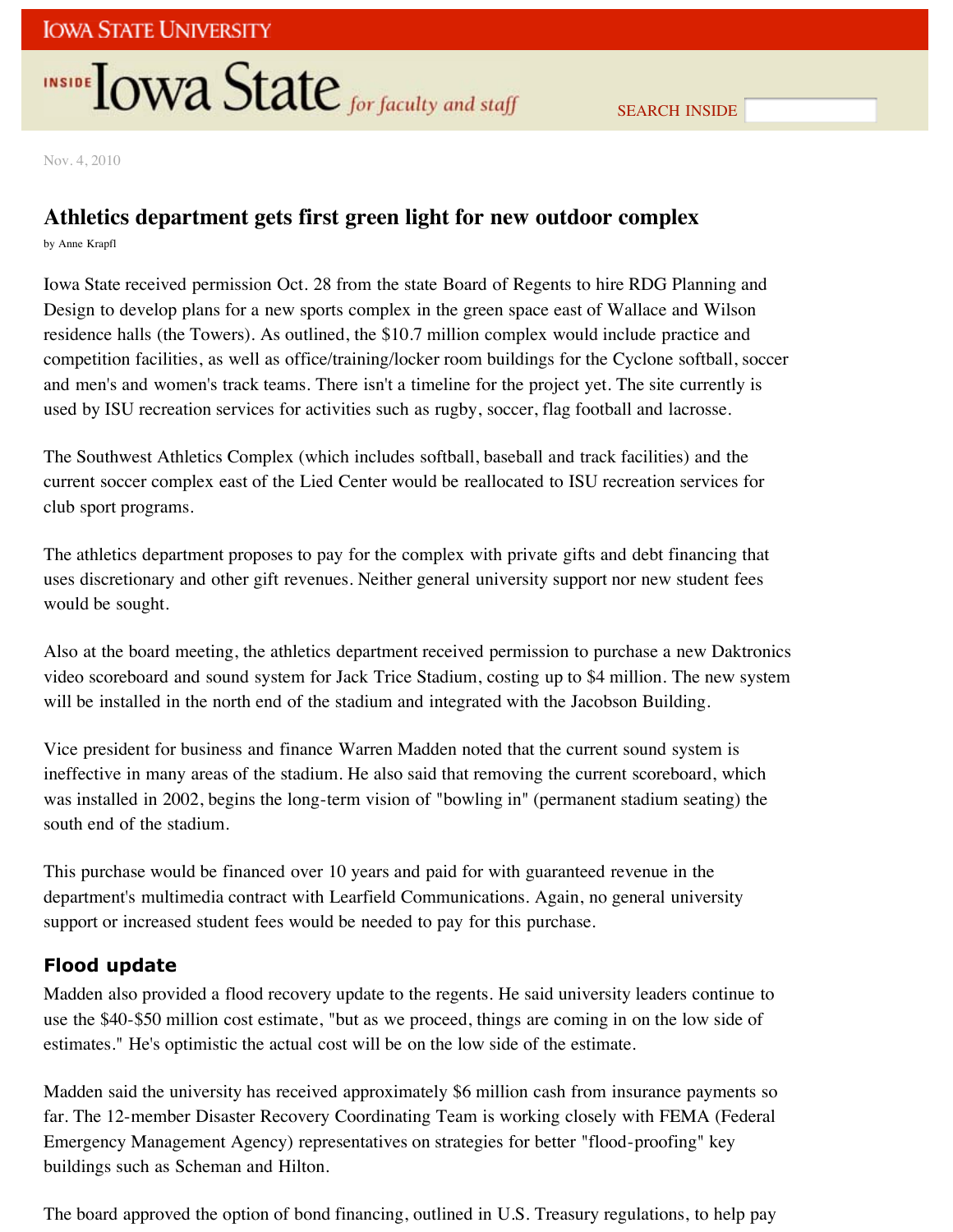Nov. 4, 2010

## Athletics department gets first green light for new outdoor complex

by Anne Krapfl

Iowa State received permission Oct. 28 from the state Board of Regents to hire RDG Planning and Design to develop plans for a new sports complex in the green space east of Wallace and Wilson residence halls (the Towers). As outlined, the $10.7 million complex would include practice and competition facilities, as well as office/training/locker room buildings for the Cyclone softball, soccer and men's and women's track teams. There isn't a timeline for the project yet. The site currently is used by ISU recreation services for activities such as rugby, soccer, flag football and lacrosse.

The Southwest Athletics Complex (which includes softball, baseball and track facilities) and the current soccer complex east of the Lied Center would be reallocated to ISU recreation services for club sport programs.

The athletics department proposes to pay for the complex with private gifts and debt financing that uses discretionary and other gift revenues. Neither general university support nor new student fees would be sought.

Also at the board meeting, the athletics department received permission to purchase a new Daktronics video scoreboard and sound system for Jack Trice Stadium, costing up to $4 million. The new system will be installed in the north end of the stadium and integrated with the Jacobson Building.

Vice president for business and finance Warren Madden noted that the current sound system is ineffective in many areas of the stadium. He also said that removing the current scoreboard, which was installed in 2002, begins the long-term vision of "bowling in" (permanent stadium seating) the south end of the stadium.

This purchase would be financed over 10 years and paid for with guaranteed revenue in the department's multimedia contract with Learfield Communications. Again, no general university support or increased student fees would be needed to pay for this purchase.

### Flood update

Madden also provided a flood recovery update to the regents. He said university leaders continue to use the $40-$50 million cost estimate, "but as we proceed, things are coming in on the low side of estimates." He's optimistic the actual cost will be on the low side of the estimate.

Madden said the university has received approximately $6 million cash from insurance payments so far. The 12-member Disaster Recovery Coordinating Team is working closely with FEMA (Federal Emergency Management Agency) representatives on strategies for better "flood-proofing" key buildings such as Scheman and Hilton.

The board approved the option of bond financing, outlined in U.S. Treasury regulations, to help pay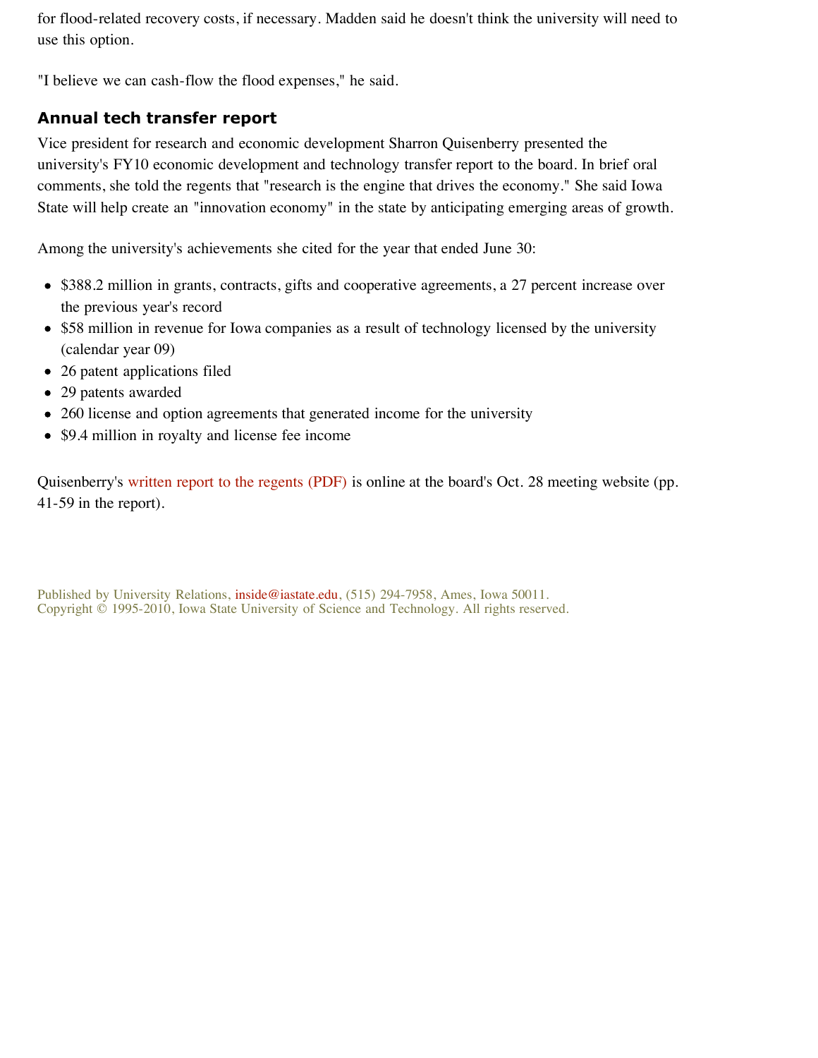for flood-related recovery costs, if necessary. Madden said he doesn't think the university will need to use this option.

"I believe we can cash-flow the flood expenses," he said.

### Annual tech transfer report

Vice president for research and economic development Sharron Quisenberry presented the university's FY10 economic development and technology transfer report to the board. In brief oral comments, she told the regents that "research is the engine that drives the economy." She said Iowa State will help create an "innovation economy" in the state by anticipating emerging areas of growth.

Among the university's achievements she cited for the year that ended June 30:

- $388.2 million in grants, contracts, gifts and cooperative agreements, a 27 percent increase over the previous year's record
- $58 million in revenue for Iowa companies as a result of technology licensed by the university (calendar year 09)
- 26 patent applications filed
- 29 patents awarded
- 260 license and option agreements that generated income for the university
- $9.4 million in royalty and license fee income

Quisenberry's written report to the regents (PDF) is online at the board's Oct. 28 meeting website (pp. 41-59 in the report).

Published by University Relations, inside@iastate.edu, (515) 294-7958, Ames, Iowa 50011.
Copyright © 1995-2010, Iowa State University of Science and Technology. All rights reserved.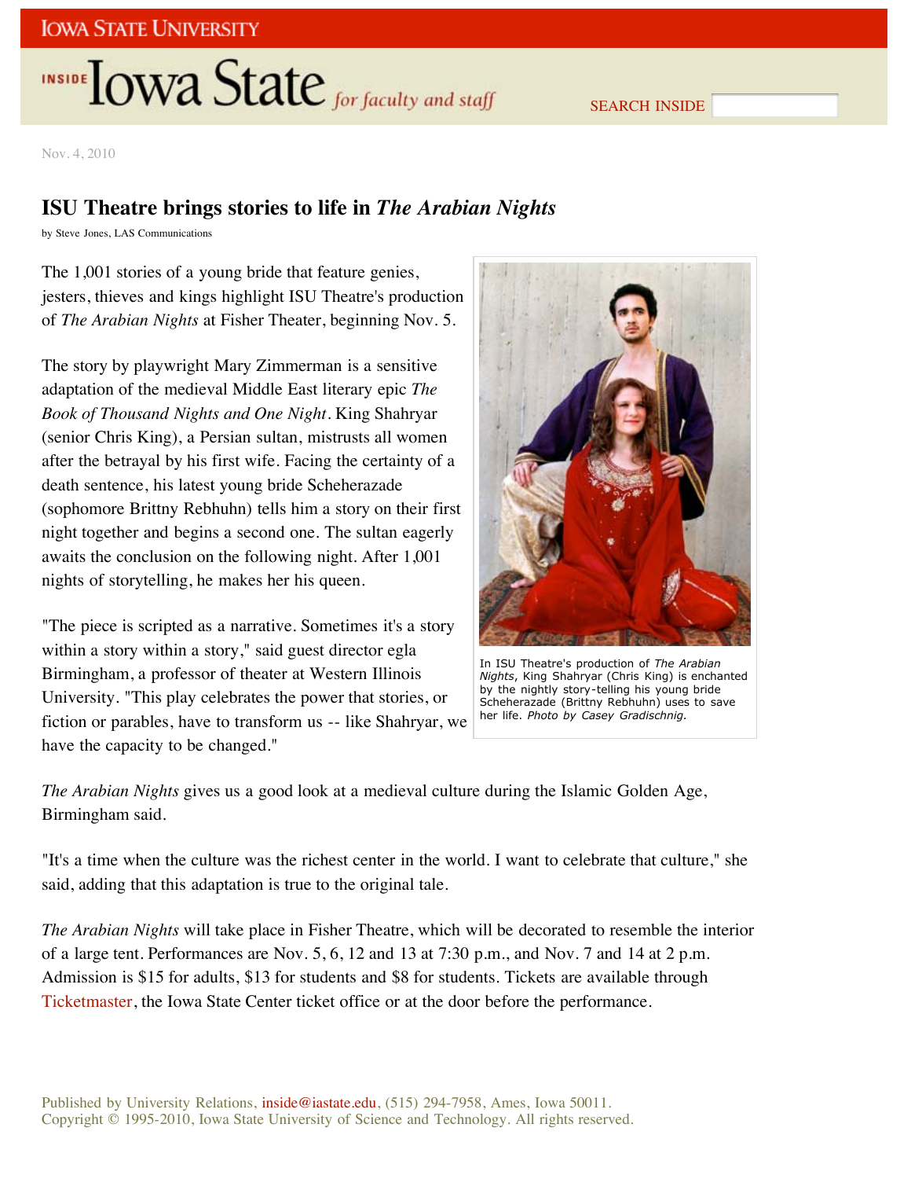Nov. 4, 2010

## ISU Theatre brings stories to life in *The Arabian Nights*

by Steve Jones, LAS Communications

The 1,001 stories of a young bride that feature genies, jesters, thieves and kings highlight ISU Theatre's production of *The Arabian Nights* at Fisher Theater, beginning Nov. 5.

The story by playwright Mary Zimmerman is a sensitive adaptation of the medieval Middle East literary epic *The Book of Thousand Nights and One Night*. King Shahryar (senior Chris King), a Persian sultan, mistrusts all women after the betrayal by his first wife. Facing the certainty of a death sentence, his latest young bride Scheherazade (sophomore Brittny Rebhuhn) tells him a story on their first night together and begins a second one. The sultan eagerly awaits the conclusion on the following night. After 1,001 nights of storytelling, he makes her his queen.

In ISU Theatre's production of *The Arabian Nights*, King Shahryar (Chris King) is enchanted by the nightly story-telling his young bride Scheherazade (Brittny Rebhuhn) uses to save her life. *Photo by Casey Gradischnig.*

"The piece is scripted as a narrative. Sometimes it's a story within a story within a story," said guest director egla Birmingham, a professor of theater at Western Illinois University. "This play celebrates the power that stories, or fiction or parables, have to transform us -- like Shahryar, we have the capacity to be changed."

*The Arabian Nights* gives us a good look at a medieval culture during the Islamic Golden Age, Birmingham said.

"It's a time when the culture was the richest center in the world. I want to celebrate that culture," she said, adding that this adaptation is true to the original tale.

*The Arabian Nights* will take place in Fisher Theatre, which will be decorated to resemble the interior of a large tent. Performances are Nov. 5, 6, 12 and 13 at 7:30 p.m., and Nov. 7 and 14 at 2 p.m. Admission is $15 for adults, $13 for students and $8 for students. Tickets are available through Ticketmaster, the Iowa State Center ticket office or at the door before the performance.